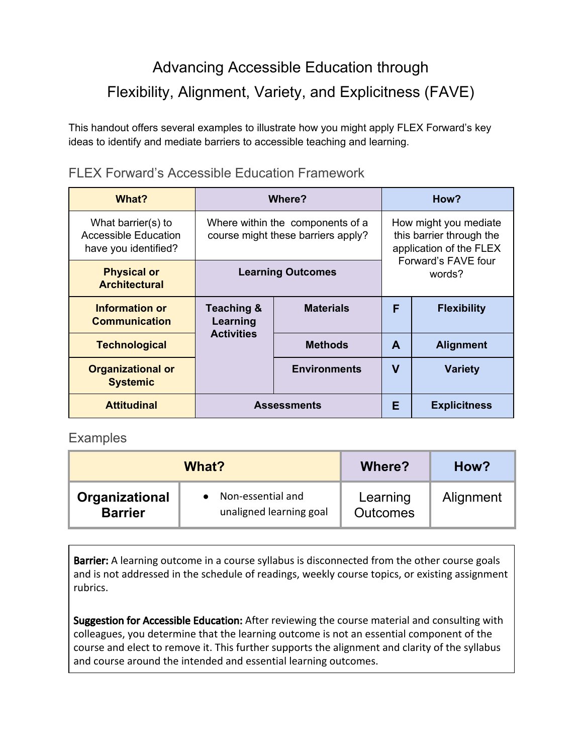# Advancing Accessible Education through Flexibility, Alignment, Variety, and Explicitness (FAVE)

This handout offers several examples to illustrate how you might apply FLEX Forward's key ideas to identify and mediate barriers to accessible teaching and learning.

## FLEX Forward's Accessible Education Framework

| What? | Where? | | How? | |
|---|---|---|---|---|
| What barrier(s) to Accessible Education have you identified? | Where within the components of a course might these barriers apply? | | How might you mediate this barrier through the application of the FLEX Forward's FAVE four words? | |
| **Physical or Architectural** | **Learning Outcomes** | | | |
| **Information or Communication** | **Teaching & Learning Activities** | **Materials** | **F** | **Flexibility** |
| **Technological** | | **Methods** | **A** | **Alignment** |
| **Organizational or Systemic** | | **Environments** | **V** | **Variety** |
| **Attitudinal** | **Assessments** | | **E** | **Explicitness** |

## Examples

| What? | | Where? | How? |
|---|---|---|---|
| **Organizational Barrier** | • Non-essential and unaligned learning goal | Learning Outcomes | Alignment |

**Barrier:** A learning outcome in a course syllabus is disconnected from the other course goals and is not addressed in the schedule of readings, weekly course topics, or existing assignment rubrics.

**Suggestion for Accessible Education:** After reviewing the course material and consulting with colleagues, you determine that the learning outcome is not an essential component of the course and elect to remove it. This further supports the alignment and clarity of the syllabus and course around the intended and essential learning outcomes.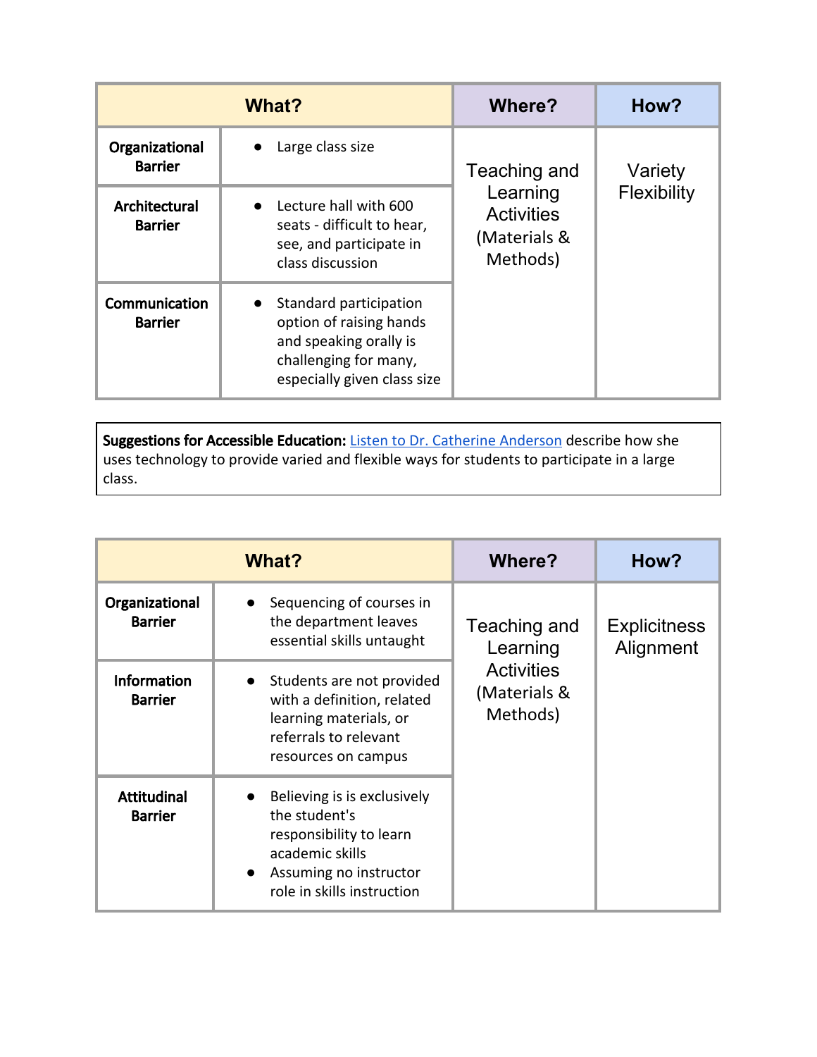| What? | | Where? | How? |
|---|---|---|---|
| **Organizational Barrier** | • Large class size | Teaching and Learning Activities (Materials & Methods) | Variety Flexibility |
| **Architectural Barrier** | • Lecture hall with 600 seats - difficult to hear, see, and participate in class discussion | | |
| **Communication Barrier** | • Standard participation option of raising hands and speaking orally is challenging for many, especially given class size | | |

**Suggestions for Accessible Education:** [Listen to Dr. Catherine Anderson] describe how she uses technology to provide varied and flexible ways for students to participate in a large class.

| What? | | Where? | How? |
|---|---|---|---|
| **Organizational Barrier** | • Sequencing of courses in the department leaves essential skills untaught | Teaching and Learning Activities (Materials & Methods) | Explicitness Alignment |
| **Information Barrier** | • Students are not provided with a definition, related learning materials, or referrals to relevant resources on campus | | |
| **Attitudinal Barrier** | • Believing is is exclusively the student's responsibility to learn academic skills<br>• Assuming no instructor role in skills instruction | | |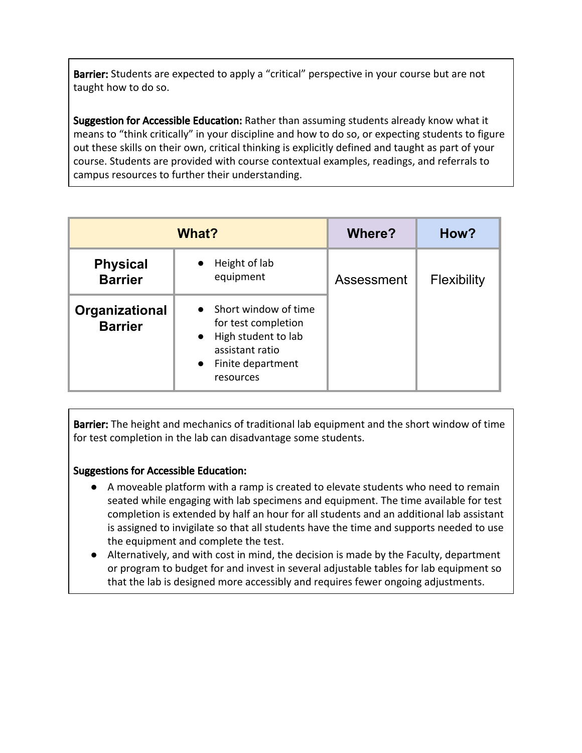**Barrier:** Students are expected to apply a "critical" perspective in your course but are not taught how to do so.

**Suggestion for Accessible Education:** Rather than assuming students already know what it means to "think critically" in your discipline and how to do so, or expecting students to figure out these skills on their own, critical thinking is explicitly defined and taught as part of your course. Students are provided with course contextual examples, readings, and referrals to campus resources to further their understanding.

| What? | | Where? | How? |
|---|---|---|---|
| **Physical Barrier** | • Height of lab equipment | Assessment | Flexibility |
| **Organizational Barrier** | • Short window of time for test completion<br>• High student to lab assistant ratio<br>• Finite department resources | | |

**Barrier:** The height and mechanics of traditional lab equipment and the short window of time for test completion in the lab can disadvantage some students.

**Suggestions for Accessible Education:**

- A moveable platform with a ramp is created to elevate students who need to remain seated while engaging with lab specimens and equipment. The time available for test completion is extended by half an hour for all students and an additional lab assistant is assigned to invigilate so that all students have the time and supports needed to use the equipment and complete the test.
- Alternatively, and with cost in mind, the decision is made by the Faculty, department or program to budget for and invest in several adjustable tables for lab equipment so that the lab is designed more accessibly and requires fewer ongoing adjustments.